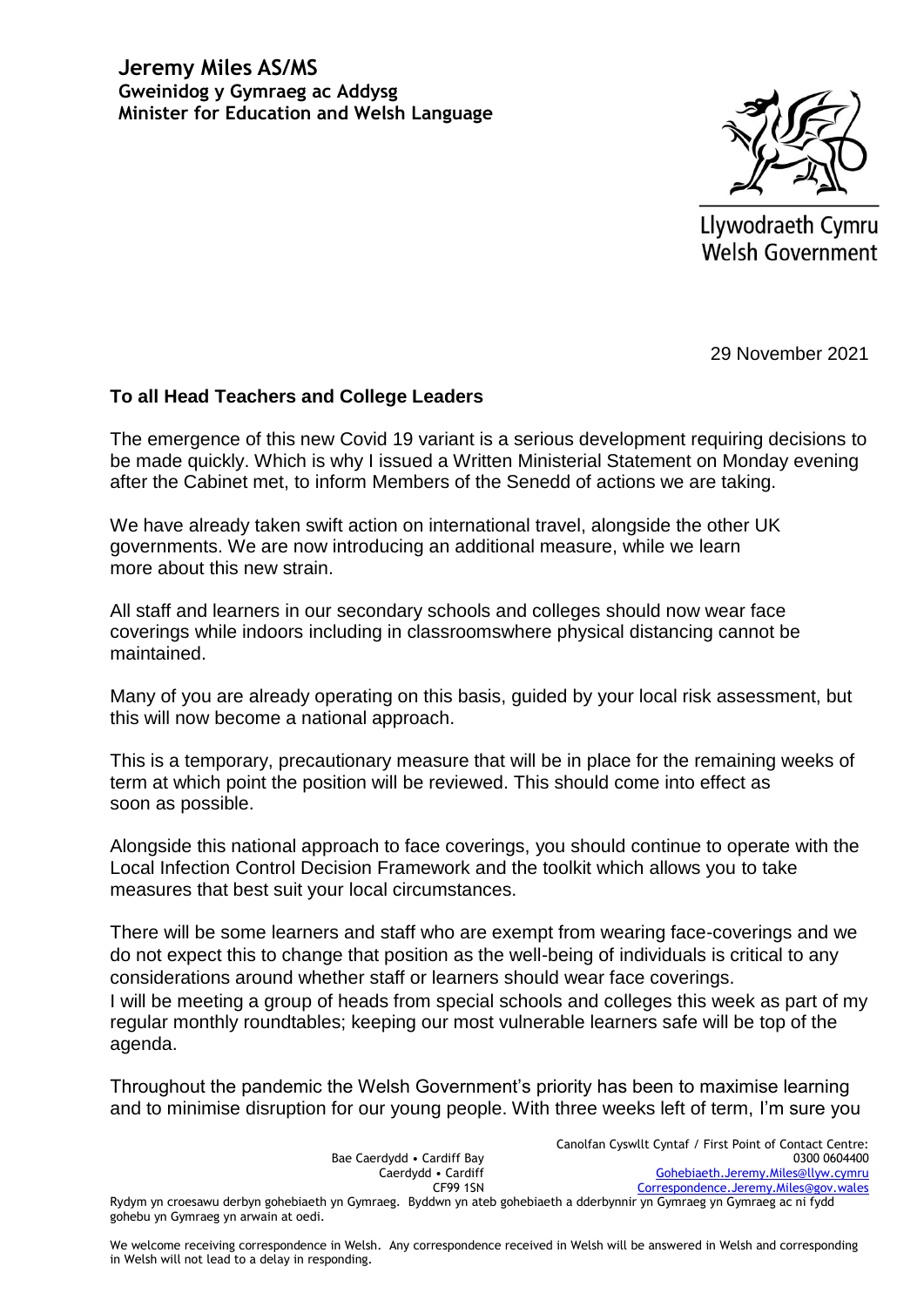**Jeremy Miles AS/MS**
**Gweinidog y Gymraeg ac Addysg**
**Minister for Education and Welsh Language**

Llywodraeth Cymru
Welsh Government

29 November 2021

**To all Head Teachers and College Leaders**

The emergence of this new Covid 19 variant is a serious development requiring decisions to be made quickly. Which is why I issued a Written Ministerial Statement on Monday evening after the Cabinet met, to inform Members of the Senedd of actions we are taking.

We have already taken swift action on international travel, alongside the other UK governments. We are now introducing an additional measure, while we learn more about this new strain.

All staff and learners in our secondary schools and colleges should now wear face coverings while indoors including in classroomswhere physical distancing cannot be maintained.

Many of you are already operating on this basis, guided by your local risk assessment, but this will now become a national approach.

This is a temporary, precautionary measure that will be in place for the remaining weeks of term at which point the position will be reviewed. This should come into effect as soon as possible.

Alongside this national approach to face coverings, you should continue to operate with the Local Infection Control Decision Framework and the toolkit which allows you to take measures that best suit your local circumstances.

There will be some learners and staff who are exempt from wearing face-coverings and we do not expect this to change that position as the well-being of individuals is critical to any considerations around whether staff or learners should wear face coverings.
I will be meeting a group of heads from special schools and colleges this week as part of my regular monthly roundtables; keeping our most vulnerable learners safe will be top of the agenda.

Throughout the pandemic the Welsh Government's priority has been to maximise learning and to minimise disruption for our young people. With three weeks left of term, I'm sure you

Bae Caerdydd • Cardiff Bay
Caerdydd • Cardiff
CF99 1SN

Canolfan Cyswllt Cyntaf / First Point of Contact Centre:
0300 0604400
Gohebiaeth.Jeremy.Miles@llyw.cymru
Correspondence.Jeremy.Miles@gov.wales

Rydym yn croesawu derbyn gohebiaeth yn Gymraeg. Byddwn yn ateb gohebiaeth a dderbynnir yn Gymraeg yn Gymraeg ac ni fydd gohebu yn Gymraeg yn arwain at oedi.

We welcome receiving correspondence in Welsh. Any correspondence received in Welsh will be answered in Welsh and corresponding in Welsh will not lead to a delay in responding.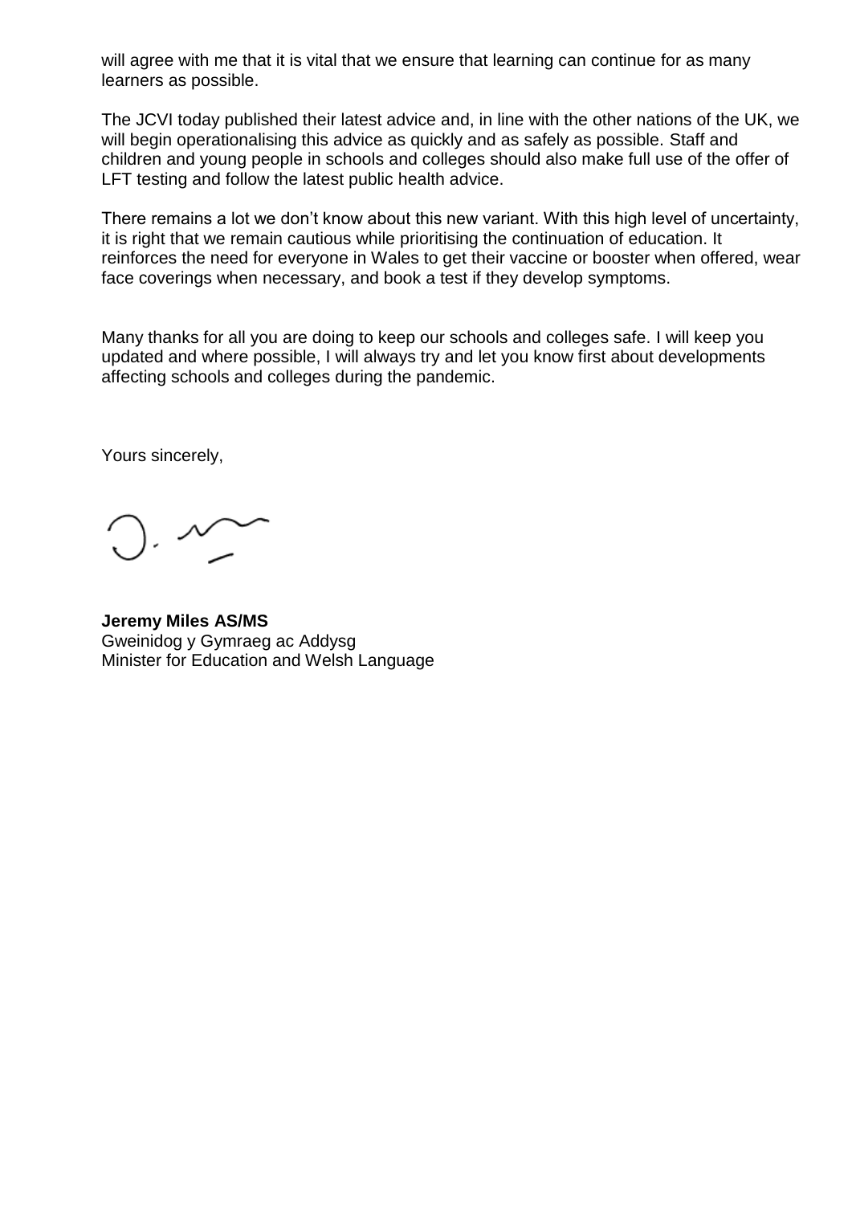will agree with me that it is vital that we ensure that learning can continue for as many learners as possible.

The JCVI today published their latest advice and, in line with the other nations of the UK, we will begin operationalising this advice as quickly and as safely as possible. Staff and children and young people in schools and colleges should also make full use of the offer of LFT testing and follow the latest public health advice.

There remains a lot we don't know about this new variant. With this high level of uncertainty, it is right that we remain cautious while prioritising the continuation of education. It reinforces the need for everyone in Wales to get their vaccine or booster when offered, wear face coverings when necessary, and book a test if they develop symptoms.

Many thanks for all you are doing to keep our schools and colleges safe. I will keep you updated and where possible, I will always try and let you know first about developments affecting schools and colleges during the pandemic.

Yours sincerely,

**Jeremy Miles AS/MS**
Gweinidog y Gymraeg ac Addysg
Minister for Education and Welsh Language